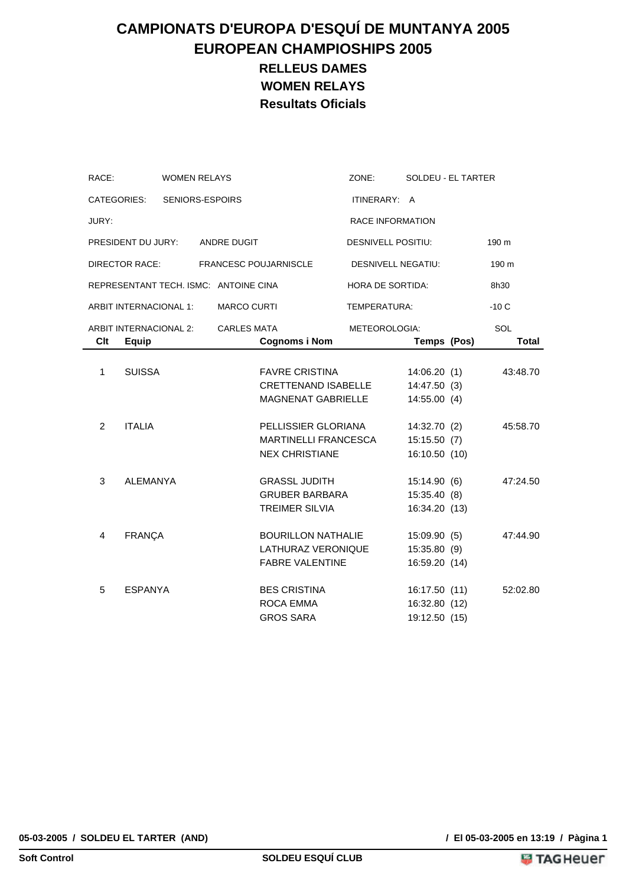# CAMPIONATS D'EUROPA D'ESQUÍ DE MUNTANYA 2005
# EUROPEAN CHAMPIOSHIPS 2005
## RELLEUS DAMES
## WOMEN RELAYS
## Resultats Oficials

| | | | |
|---|---|---|---|
| RACE: | WOMEN RELAYS | ZONE: | SOLDEU - EL TARTER |
| CATEGORIES: | SENIORS-ESPOIRS | ITINERARY: | A |
| JURY: | | RACE INFORMATION | |
| PRESIDENT DU JURY: | ANDRE DUGIT | DESNIVELL POSITIU: | 190 m |
| DIRECTOR RACE: | FRANCESC POUJARNISCLE | DESNIVELL NEGATIU: | 190 m |
| REPRESENTANT TECH. ISMC: | ANTOINE CINA | HORA DE SORTIDA: | 8h30 |
| ARBIT INTERNACIONAL 1: | MARCO CURTI | TEMPERATURA: | -10 C |
| ARBIT INTERNACIONAL 2: | CARLES MATA | METEOROLOGIA: | SOL |

| Clt | Equip | Cognoms i Nom | Temps (Pos) | Total |
|---|---|---|---|---|
| 1 | SUISSA | FAVRE CRISTINA | 14:06.20 (1) | 43:48.70 |
| | | CRETTENAND ISABELLE | 14:47.50 (3) | |
| | | MAGNENAT GABRIELLE | 14:55.00 (4) | |
| 2 | ITALIA | PELLISSIER GLORIANA | 14:32.70 (2) | 45:58.70 |
| | | MARTINELLI FRANCESCA | 15:15.50 (7) | |
| | | NEX CHRISTIANE | 16:10.50 (10) | |
| 3 | ALEMANYA | GRASSL JUDITH | 15:14.90 (6) | 47:24.50 |
| | | GRUBER BARBARA | 15:35.40 (8) | |
| | | TREIMER SILVIA | 16:34.20 (13) | |
| 4 | FRANÇA | BOURILLON NATHALIE | 15:09.90 (5) | 47:44.90 |
| | | LATHURAZ VERONIQUE | 15:35.80 (9) | |
| | | FABRE VALENTINE | 16:59.20 (14) | |
| 5 | ESPANYA | BES CRISTINA | 16:17.50 (11) | 52:02.80 |
| | | ROCA EMMA | 16:32.80 (12) | |
| | | GROS SARA | 19:12.50 (15) | |

05-03-2005 / SOLDEU EL TARTER (AND) / El 05-03-2005 en 13:19

Soft Control — SOLDEU ESQUÍ CLUB — TAG Heuer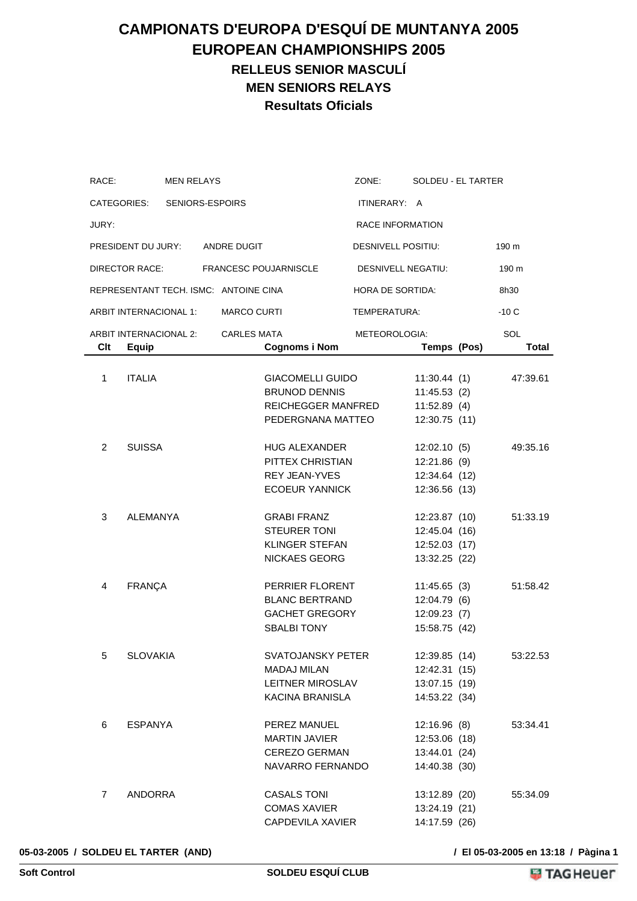# CAMPIONATS D'EUROPA D'ESQUÍ DE MUNTANYA 2005

# EUROPEAN CHAMPIONSHIPS 2005

## RELLEUS SENIOR MASCULÍ

## MEN SENIORS RELAYS

### Resultats Oficials

| | | | |
|---|---|---|---|
| RACE: | MEN RELAYS | ZONE: | SOLDEU - EL TARTER |
| CATEGORIES: | SENIORS-ESPOIRS | ITINERARY: | A |
| JURY: | | RACE INFORMATION | |
| PRESIDENT DU JURY: | ANDRE DUGIT | DESNIVELL POSITIU: | 190 m |
| DIRECTOR RACE: | FRANCESC POUJARNISCLE | DESNIVELL NEGATIU: | 190 m |
| REPRESENTANT TECH. ISMC: | ANTOINE CINA | HORA DE SORTIDA: | 8h30 |
| ARBIT INTERNACIONAL 1: | MARCO CURTI | TEMPERATURA: | -10 C |
| ARBIT INTERNACIONAL 2: | CARLES MATA | METEOROLOGIA: | SOL |

| Clt | Equip | Cognoms i Nom | Temps (Pos) | Total |
|---|---|---|---|---|
| 1 | ITALIA | GIACOMELLI GUIDO | 11:30.44 (1) | 47:39.61 |
| | | BRUNOD DENNIS | 11:45.53 (2) | |
| | | REICHEGGER MANFRED | 11:52.89 (4) | |
| | | PEDERGNANA MATTEO | 12:30.75 (11) | |
| 2 | SUISSA | HUG ALEXANDER | 12:02.10 (5) | 49:35.16 |
| | | PITTEX CHRISTIAN | 12:21.86 (9) | |
| | | REY JEAN-YVES | 12:34.64 (12) | |
| | | ECOEUR YANNICK | 12:36.56 (13) | |
| 3 | ALEMANYA | GRABI FRANZ | 12:23.87 (10) | 51:33.19 |
| | | STEURER TONI | 12:45.04 (16) | |
| | | KLINGER STEFAN | 12:52.03 (17) | |
| | | NICKAES GEORG | 13:32.25 (22) | |
| 4 | FRANÇA | PERRIER FLORENT | 11:45.65 (3) | 51:58.42 |
| | | BLANC BERTRAND | 12:04.79 (6) | |
| | | GACHET GREGORY | 12:09.23 (7) | |
| | | SBALBI TONY | 15:58.75 (42) | |
| 5 | SLOVAKIA | SVATOJANSKY PETER | 12:39.85 (14) | 53:22.53 |
| | | MADAJ MILAN | 12:42.31 (15) | |
| | | LEITNER MIROSLAV | 13:07.15 (19) | |
| | | KACINA BRANISLA | 14:53.22 (34) | |
| 6 | ESPANYA | PEREZ MANUEL | 12:16.96 (8) | 53:34.41 |
| | | MARTIN JAVIER | 12:53.06 (18) | |
| | | CEREZO GERMAN | 13:44.01 (24) | |
| | | NAVARRO FERNANDO | 14:40.38 (30) | |
| 7 | ANDORRA | CASALS TONI | 13:12.89 (20) | 55:34.09 |
| | | COMAS XAVIER | 13:24.19 (21) | |
| | | CAPDEVILA XAVIER | 14:17.59 (26) | |

05-03-2005 / SOLDEU EL TARTER (AND) / El 05-03-2005 en 13:18

Soft Control — SOLDEU ESQUÍ CLUB — TAG Heuer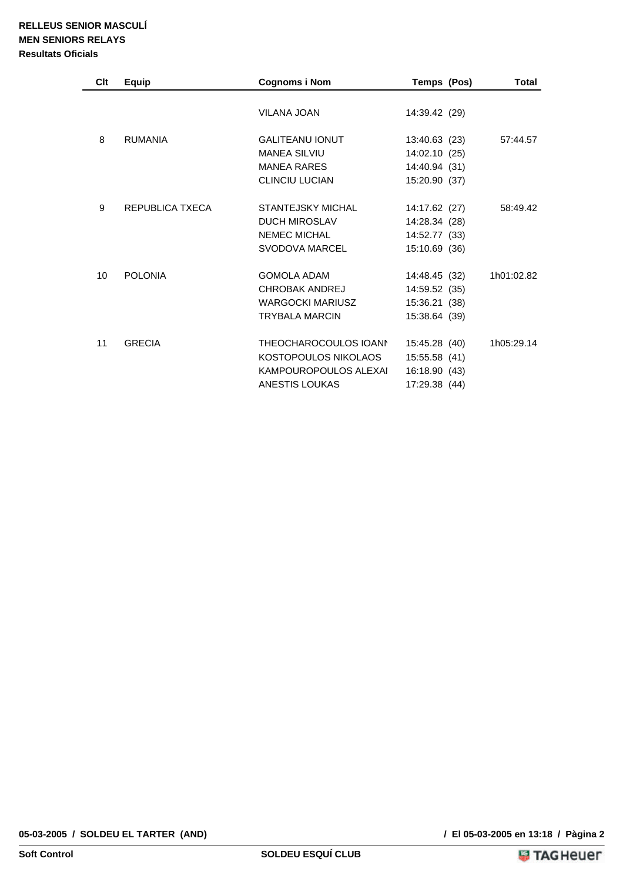**RELLEUS SENIOR MASCULÍ**
**MEN SENIORS RELAYS**
**Resultats Oficials**

| Clt | Equip | Cognoms i Nom | Temps (Pos) | Total |
|---|---|---|---|---|
| | | VILANA JOAN | 14:39.42 (29) | |
| 8 | RUMANIA | GALITEANU IONUT | 13:40.63 (23) | 57:44.57 |
| | | MANEA SILVIU | 14:02.10 (25) | |
| | | MANEA RARES | 14:40.94 (31) | |
| | | CLINCIU LUCIAN | 15:20.90 (37) | |
| 9 | REPUBLICA TXECA | STANTEJSKY MICHAL | 14:17.62 (27) | 58:49.42 |
| | | DUCH MIROSLAV | 14:28.34 (28) | |
| | | NEMEC MICHAL | 14:52.77 (33) | |
| | | SVODOVA MARCEL | 15:10.69 (36) | |
| 10 | POLONIA | GOMOLA ADAM | 14:48.45 (32) | 1h01:02.82 |
| | | CHROBAK ANDREJ | 14:59.52 (35) | |
| | | WARGOCKI MARIUSZ | 15:36.21 (38) | |
| | | TRYBALA MARCIN | 15:38.64 (39) | |
| 11 | GRECIA | THEOCHAROCOULOS IOANN | 15:45.28 (40) | 1h05:29.14 |
| | | KOSTOPOULOS NIKOLAOS | 15:55.58 (41) | |
| | | KAMPOUROPOULOS ALEXAI | 16:18.90 (43) | |
| | | ANESTIS LOUKAS | 17:29.38 (44) | |

05-03-2005 / SOLDEU EL TARTER (AND) / El 05-03-2005 en 13:18

Soft Control SOLDEU ESQUÍ CLUB TAG Heuer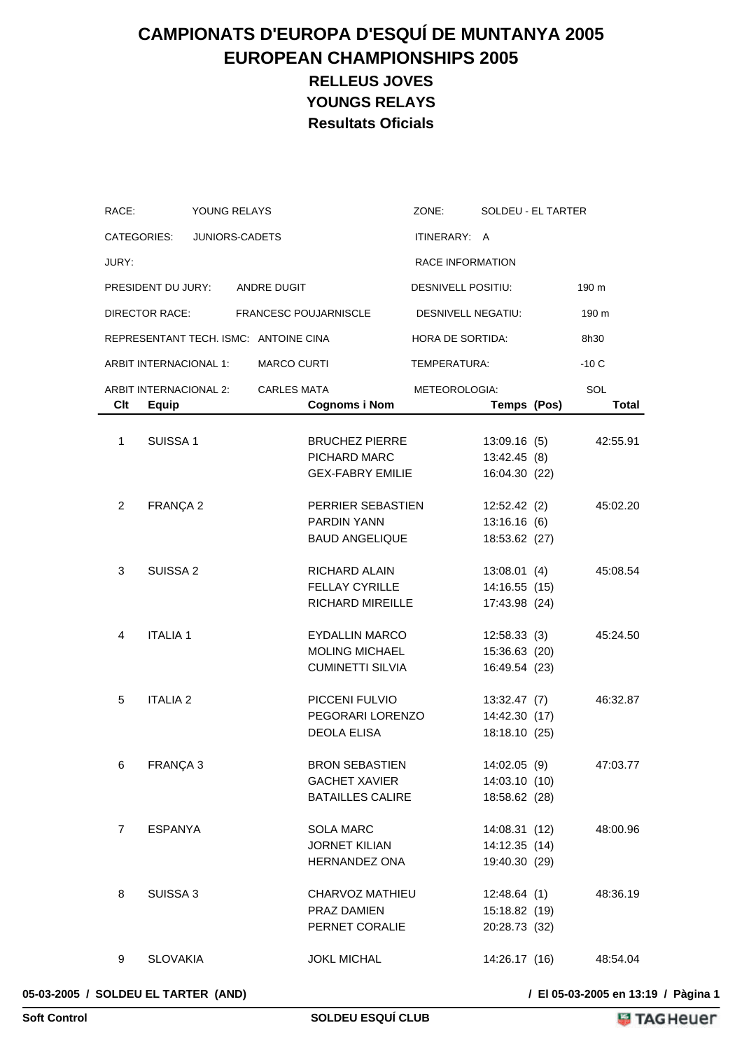# CAMPIONATS D'EUROPA D'ESQUÍ DE MUNTANYA 2005
# EUROPEAN CHAMPIONSHIPS 2005
## RELLEUS JOVES
## YOUNGS RELAYS
### Resultats Oficials

| | | | |
|---|---|---|---|
| RACE: | YOUNG RELAYS | ZONE: | SOLDEU - EL TARTER |
| CATEGORIES: | JUNIORS-CADETS | ITINERARY: | A |
| JURY: | | RACE INFORMATION | |
| PRESIDENT DU JURY: | ANDRE DUGIT | DESNIVELL POSITIU: | 190 m |
| DIRECTOR RACE: | FRANCESC POUJARNISCLE | DESNIVELL NEGATIU: | 190 m |
| REPRESENTANT TECH. ISMC: | ANTOINE CINA | HORA DE SORTIDA: | 8h30 |
| ARBIT INTERNACIONAL 1: | MARCO CURTI | TEMPERATURA: | -10 C |
| ARBIT INTERNACIONAL 2: | CARLES MATA | METEOROLOGIA: | SOL |

| Clt | Equip | Cognoms i Nom | Temps (Pos) | Total |
|---|---|---|---|---|
| 1 | SUISSA 1 | BRUCHEZ PIERRE | 13:09.16 (5) | 42:55.91 |
| | | PICHARD MARC | 13:42.45 (8) | |
| | | GEX-FABRY EMILIE | 16:04.30 (22) | |
| 2 | FRANÇA 2 | PERRIER SEBASTIEN | 12:52.42 (2) | 45:02.20 |
| | | PARDIN YANN | 13:16.16 (6) | |
| | | BAUD ANGELIQUE | 18:53.62 (27) | |
| 3 | SUISSA 2 | RICHARD ALAIN | 13:08.01 (4) | 45:08.54 |
| | | FELLAY CYRILLE | 14:16.55 (15) | |
| | | RICHARD MIREILLE | 17:43.98 (24) | |
| 4 | ITALIA 1 | EYDALLIN MARCO | 12:58.33 (3) | 45:24.50 |
| | | MOLING MICHAEL | 15:36.63 (20) | |
| | | CUMINETTI SILVIA | 16:49.54 (23) | |
| 5 | ITALIA 2 | PICCENI FULVIO | 13:32.47 (7) | 46:32.87 |
| | | PEGORARI LORENZO | 14:42.30 (17) | |
| | | DEOLA ELISA | 18:18.10 (25) | |
| 6 | FRANÇA 3 | BRON SEBASTIEN | 14:02.05 (9) | 47:03.77 |
| | | GACHET XAVIER | 14:03.10 (10) | |
| | | BATAILLES CALIRE | 18:58.62 (28) | |
| 7 | ESPANYA | SOLA MARC | 14:08.31 (12) | 48:00.96 |
| | | JORNET KILIAN | 14:12.35 (14) | |
| | | HERNANDEZ ONA | 19:40.30 (29) | |
| 8 | SUISSA 3 | CHARVOZ MATHIEU | 12:48.64 (1) | 48:36.19 |
| | | PRAZ DAMIEN | 15:18.82 (19) | |
| | | PERNET CORALIE | 20:28.73 (32) | |
| 9 | SLOVAKIA | JOKL MICHAL | 14:26.17 (16) | 48:54.04 |

05-03-2005 / SOLDEU EL TARTER (AND) / El 05-03-2005 en 13:19

Soft Control — SOLDEU ESQUÍ CLUB — TAG Heuer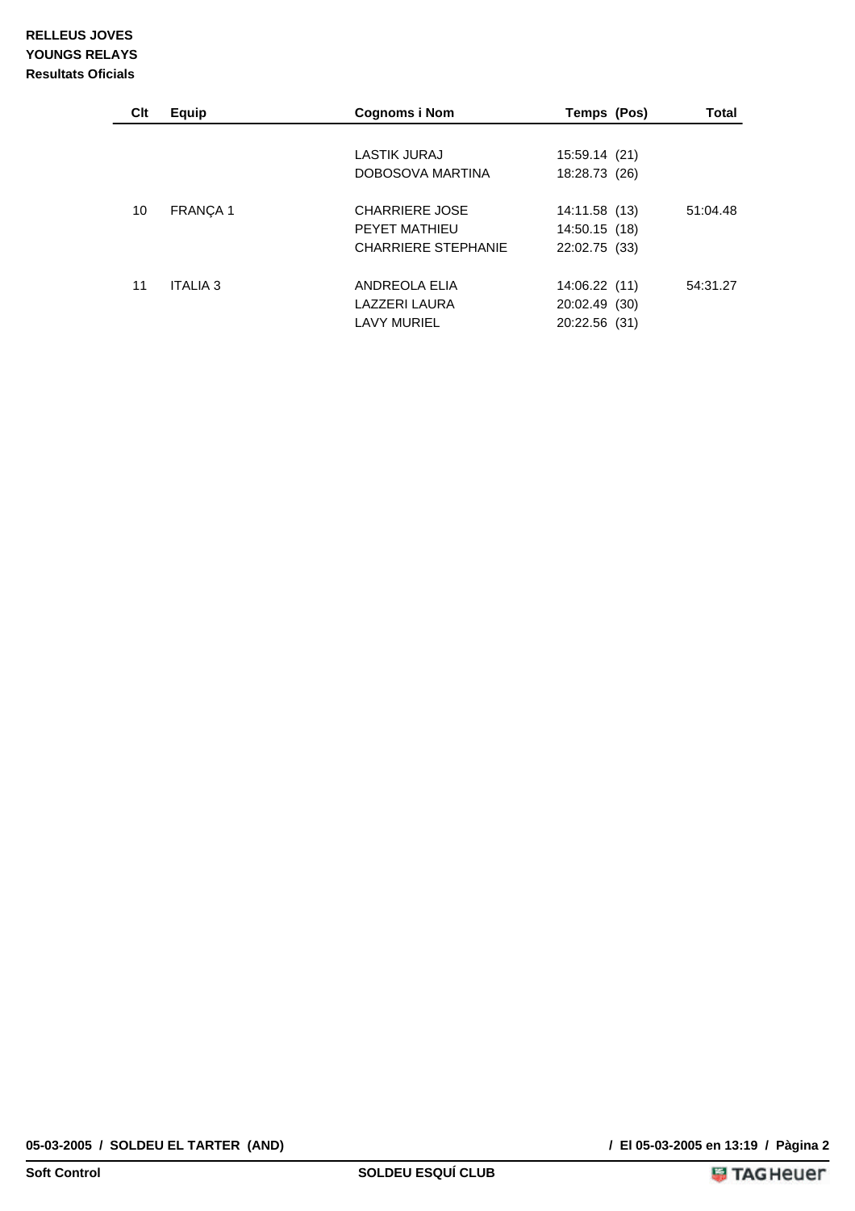**RELLEUS JOVES**
**YOUNGS RELAYS**
**Resultats Oficials**

| Clt | Equip | Cognoms i Nom | Temps (Pos) | Total |
|---|---|---|---|---|
| | | LASTIK JURAJ | 15:59.14 (21) | |
| | | DOBOSOVA MARTINA | 18:28.73 (26) | |
| 10 | FRANÇA 1 | CHARRIERE JOSE | 14:11.58 (13) | 51:04.48 |
| | | PEYET MATHIEU | 14:50.15 (18) | |
| | | CHARRIERE STEPHANIE | 22:02.75 (33) | |
| 11 | ITALIA 3 | ANDREOLA ELIA | 14:06.22 (11) | 54:31.27 |
| | | LAZZERI LAURA | 20:02.49 (30) | |
| | | LAVY MURIEL | 20:22.56 (31) | |